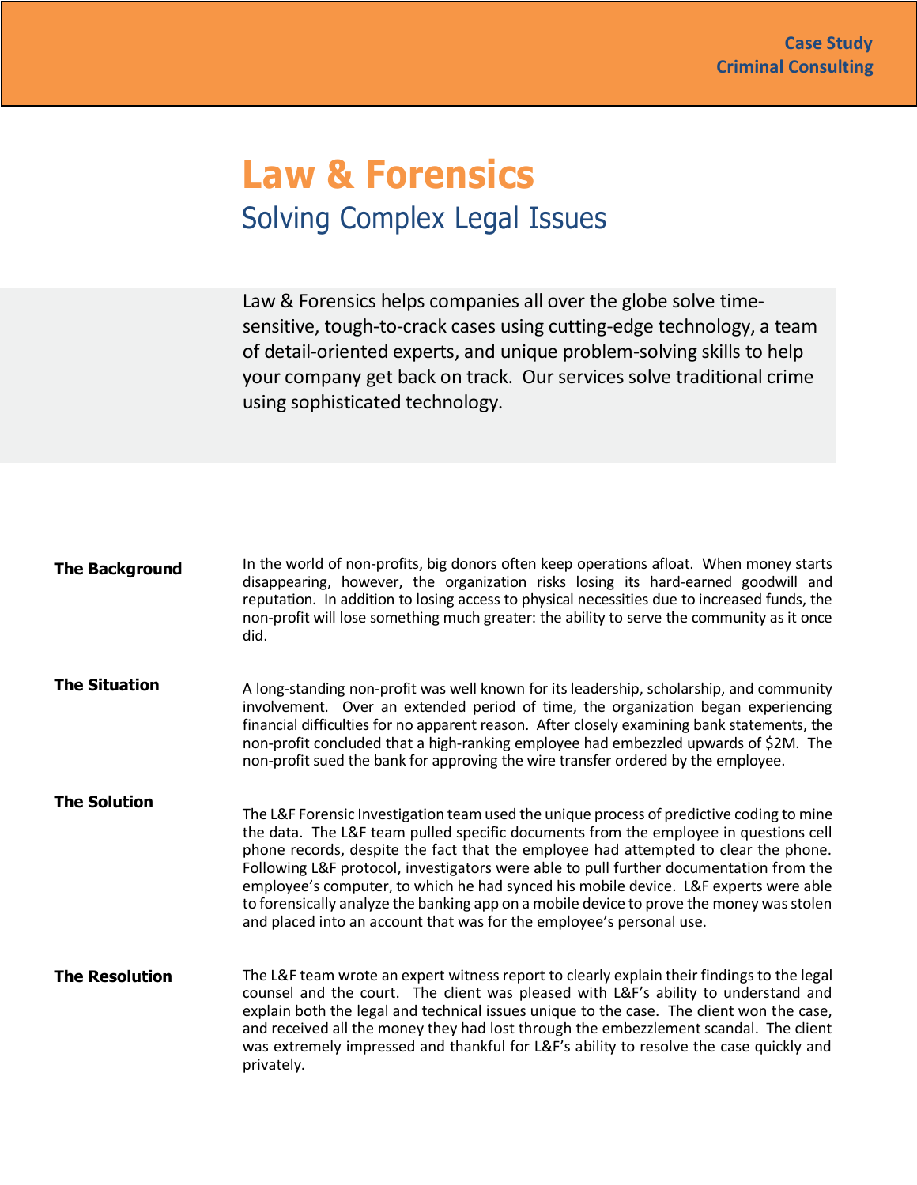Case Study
Criminal Consulting

# Law & Forensics

## Solving Complex Legal Issues

Law & Forensics helps companies all over the globe solve time-sensitive, tough-to-crack cases using cutting-edge technology, a team of detail-oriented experts, and unique problem-solving skills to help your company get back on track. Our services solve traditional crime using sophisticated technology.

### The Background

In the world of non-profits, big donors often keep operations afloat. When money starts disappearing, however, the organization risks losing its hard-earned goodwill and reputation. In addition to losing access to physical necessities due to increased funds, the non-profit will lose something much greater: the ability to serve the community as it once did.

### The Situation

A long-standing non-profit was well known for its leadership, scholarship, and community involvement. Over an extended period of time, the organization began experiencing financial difficulties for no apparent reason. After closely examining bank statements, the non-profit concluded that a high-ranking employee had embezzled upwards of $2M. The non-profit sued the bank for approving the wire transfer ordered by the employee.

### The Solution

The L&F Forensic Investigation team used the unique process of predictive coding to mine the data. The L&F team pulled specific documents from the employee in questions cell phone records, despite the fact that the employee had attempted to clear the phone. Following L&F protocol, investigators were able to pull further documentation from the employee's computer, to which he had synced his mobile device. L&F experts were able to forensically analyze the banking app on a mobile device to prove the money was stolen and placed into an account that was for the employee's personal use.

### The Resolution

The L&F team wrote an expert witness report to clearly explain their findings to the legal counsel and the court. The client was pleased with L&F's ability to understand and explain both the legal and technical issues unique to the case. The client won the case, and received all the money they had lost through the embezzlement scandal. The client was extremely impressed and thankful for L&F's ability to resolve the case quickly and privately.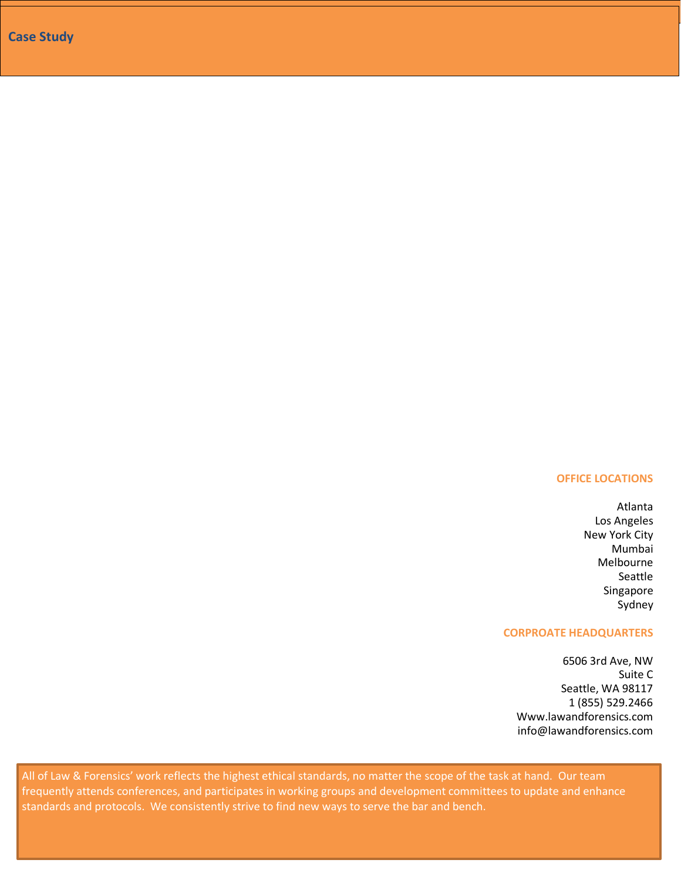**Case Study**

**OFFICE LOCATIONS**

Atlanta
Los Angeles
New York City
Mumbai
Melbourne
Seattle
Singapore
Sydney

**CORPROATE HEADQUARTERS**

6506 3rd Ave, NW
Suite C
Seattle, WA 98117
1 (855) 529.2466
Www.lawandforensics.com
info@lawandforensics.com

All of Law & Forensics' work reflects the highest ethical standards, no matter the scope of the task at hand. Our team frequently attends conferences, and participates in working groups and development committees to update and enhance standards and protocols. We consistently strive to find new ways to serve the bar and bench.